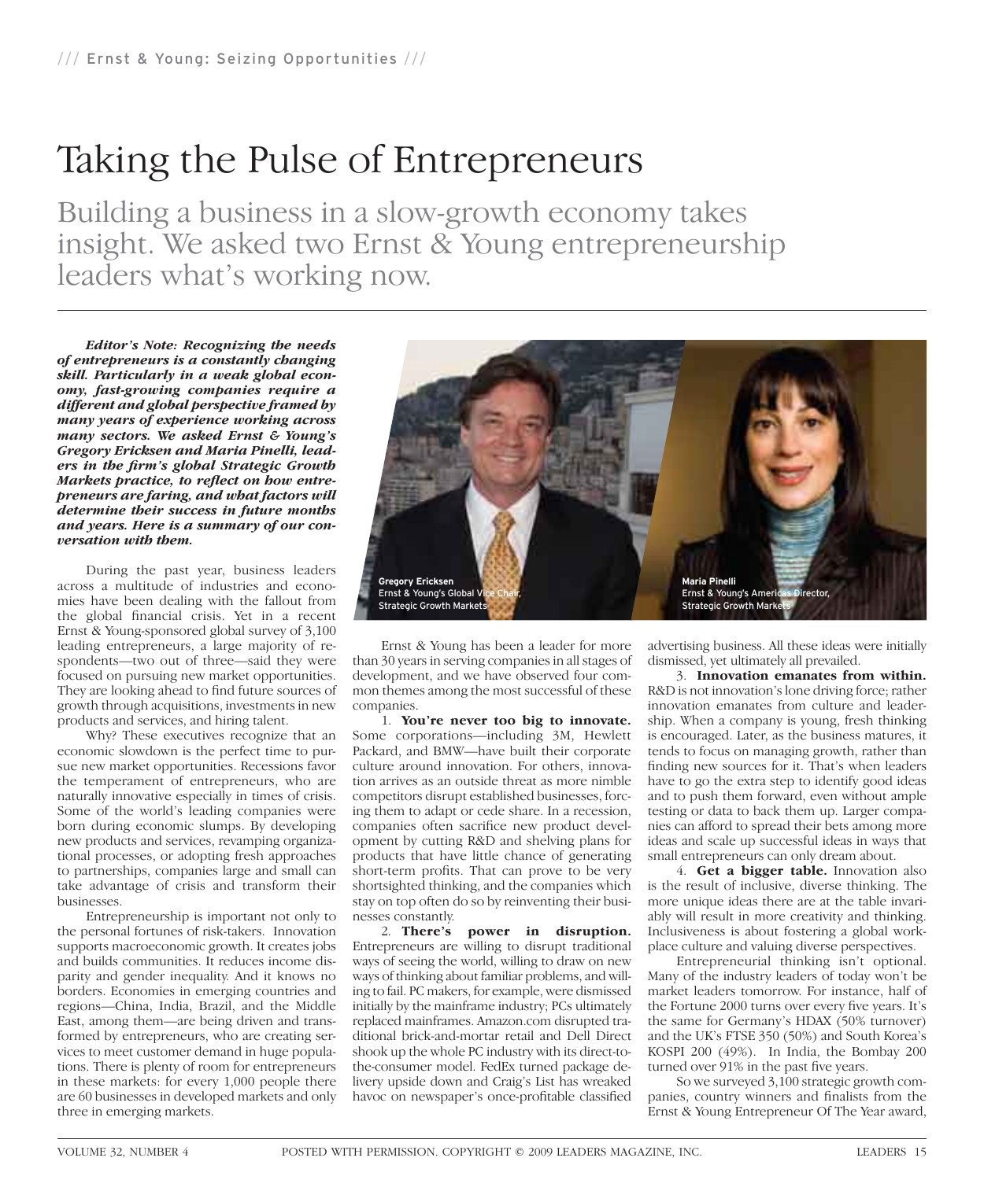# Taking the Pulse of Entrepreneurs

## Building a business in a slow-growth economy takes insight. We asked two Ernst & Young entrepreneurship leaders what's working now.

***Editor's Note: Recognizing the needs of entrepreneurs is a constantly changing skill. Particularly in a weak global economy, fast-growing companies require a different and global perspective framed by many years of experience working across many sectors. We asked Ernst & Young's Gregory Ericksen and Maria Pinelli, leaders in the firm's global Strategic Growth Markets practice, to reflect on how entrepreneurs are faring, and what factors will determine their success in future months and years. Here is a summary of our conversation with them.***

During the past year, business leaders across a multitude of industries and economies have been dealing with the fallout from the global financial crisis. Yet in a recent Ernst & Young-sponsored global survey of 3,100 leading entrepreneurs, a large majority of respondents—two out of three—said they were focused on pursuing new market opportunities. They are looking ahead to find future sources of growth through acquisitions, investments in new products and services, and hiring talent.

Why? These executives recognize that an economic slowdown is the perfect time to pursue new market opportunities. Recessions favor the temperament of entrepreneurs, who are naturally innovative especially in times of crisis. Some of the world's leading companies were born during economic slumps. By developing new products and services, revamping organizational processes, or adopting fresh approaches to partnerships, companies large and small can take advantage of crisis and transform their businesses.

Entrepreneurship is important not only to the personal fortunes of risk-takers. Innovation supports macroeconomic growth. It creates jobs and builds communities. It reduces income disparity and gender inequality. And it knows no borders. Economies in emerging countries and regions—China, India, Brazil, and the Middle East, among them—are being driven and transformed by entrepreneurs, who are creating services to meet customer demand in huge populations. There is plenty of room for entrepreneurs in these markets: for every 1,000 people there are 60 businesses in developed markets and only three in emerging markets.

**Gregory Ericksen**
Ernst & Young's Global Vice Chair, Strategic Growth Markets

**Maria Pinelli**
Ernst & Young's Americas Director, Strategic Growth Markets

Ernst & Young has been a leader for more than 30 years in serving companies in all stages of development, and we have observed four common themes among the most successful of these companies.

1. **You're never too big to innovate.** Some corporations—including 3M, Hewlett Packard, and BMW—have built their corporate culture around innovation. For others, innovation arrives as an outside threat as more nimble competitors disrupt established businesses, forcing them to adapt or cede share. In a recession, companies often sacrifice new product development by cutting R&D and shelving plans for products that have little chance of generating short-term profits. That can prove to be very shortsighted thinking, and the companies which stay on top often do so by reinventing their businesses constantly.

2. **There's power in disruption.** Entrepreneurs are willing to disrupt traditional ways of seeing the world, willing to draw on new ways of thinking about familiar problems, and willing to fail. PC makers, for example, were dismissed initially by the mainframe industry; PCs ultimately replaced mainframes. Amazon.com disrupted traditional brick-and-mortar retail and Dell Direct shook up the whole PC industry with its direct-to-the-consumer model. FedEx turned package delivery upside down and Craig's List has wreaked havoc on newspaper's once-profitable classified advertising business. All these ideas were initially dismissed, yet ultimately all prevailed.

3. **Innovation emanates from within.** R&D is not innovation's lone driving force; rather innovation emanates from culture and leadership. When a company is young, fresh thinking is encouraged. Later, as the business matures, it tends to focus on managing growth, rather than finding new sources for it. That's when leaders have to go the extra step to identify good ideas and to push them forward, even without ample testing or data to back them up. Larger companies can afford to spread their bets among more ideas and scale up successful ideas in ways that small entrepreneurs can only dream about.

4. **Get a bigger table.** Innovation also is the result of inclusive, diverse thinking. The more unique ideas there are at the table invariably will result in more creativity and thinking. Inclusiveness is about fostering a global workplace culture and valuing diverse perspectives.

Entrepreneurial thinking isn't optional. Many of the industry leaders of today won't be market leaders tomorrow. For instance, half of the Fortune 2000 turns over every five years. It's the same for Germany's HDAX (50% turnover) and the UK's FTSE 350 (50%) and South Korea's KOSPI 200 (49%). In India, the Bombay 200 turned over 91% in the past five years.

So we surveyed 3,100 strategic growth companies, country winners and finalists from the Ernst & Young Entrepreneur Of The Year award,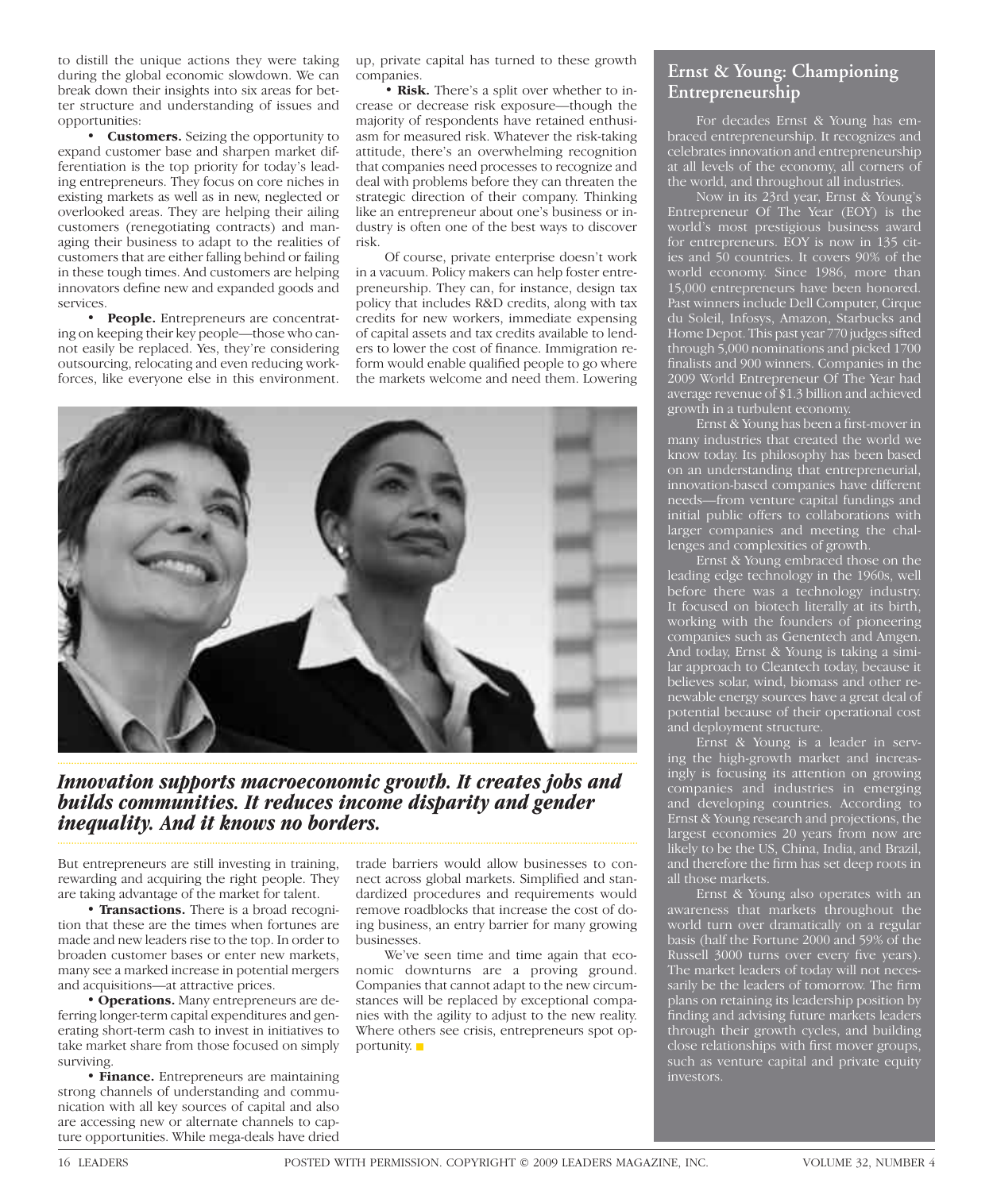to distill the unique actions they were taking during the global economic slowdown. We can break down their insights into six areas for better structure and understanding of issues and opportunities:

- **Customers.** Seizing the opportunity to expand customer base and sharpen market differentiation is the top priority for today's leading entrepreneurs. They focus on core niches in existing markets as well as in new, neglected or overlooked areas. They are helping their ailing customers (renegotiating contracts) and managing their business to adapt to the realities of customers that are either falling behind or failing in these tough times. And customers are helping innovators define new and expanded goods and services.

- **People.** Entrepreneurs are concentrating on keeping their key people—those who cannot easily be replaced. Yes, they're considering outsourcing, relocating and even reducing workforces, like everyone else in this environment. But entrepreneurs are still investing in training, rewarding and acquiring the right people. They are taking advantage of the market for talent.

- **Transactions.** There is a broad recognition that these are the times when fortunes are made and new leaders rise to the top. In order to broaden customer bases or enter new markets, many see a marked increase in potential mergers and acquisitions—at attractive prices.

- **Operations.** Many entrepreneurs are deferring longer-term capital expenditures and generating short-term cash to invest in initiatives to take market share from those focused on simply surviving.

- **Finance.** Entrepreneurs are maintaining strong channels of understanding and communication with all key sources of capital and also are accessing new or alternate channels to capture opportunities. While mega-deals have dried up, private capital has turned to these growth companies.

- **Risk.** There's a split over whether to increase or decrease risk exposure—though the majority of respondents have retained enthusiasm for measured risk. Whatever the risk-taking attitude, there's an overwhelming recognition that companies need processes to recognize and deal with problems before they can threaten the strategic direction of their company. Thinking like an entrepreneur about one's business or industry is often one of the best ways to discover risk.

Of course, private enterprise doesn't work in a vacuum. Policy makers can help foster entrepreneurship. They can, for instance, design tax policy that includes R&D credits, along with tax credits for new workers, immediate expensing of capital assets and tax credits available to lenders to lower the cost of finance. Immigration reform would enable qualified people to go where the markets welcome and need them. Lowering trade barriers would allow businesses to connect across global markets. Simplified and standardized procedures and requirements would remove roadblocks that increase the cost of doing business, an entry barrier for many growing businesses.

We've seen time and time again that economic downturns are a proving ground. Companies that cannot adapt to the new circumstances will be replaced by exceptional companies with the agility to adjust to the new reality. Where others see crisis, entrepreneurs spot opportunity. ■

***Innovation supports macroeconomic growth. It creates jobs and builds communities. It reduces income disparity and gender inequality. And it knows no borders.***

## Ernst & Young: Championing Entrepreneurship

For decades Ernst & Young has embraced entrepreneurship. It recognizes and celebrates innovation and entrepreneurship at all levels of the economy, all corners of the world, and throughout all industries.

Now in its 23rd year, Ernst & Young's Entrepreneur Of The Year (EOY) is the world's most prestigious business award for entrepreneurs. EOY is now in 135 cities and 50 countries. It covers 90% of the world economy. Since 1986, more than 15,000 entrepreneurs have been honored. Past winners include Dell Computer, Cirque du Soleil, Infosys, Amazon, Starbucks and Home Depot. This past year 770 judges sifted through 5,000 nominations and picked 1700 finalists and 900 winners. Companies in the 2009 World Entrepreneur Of The Year had average revenue of $1.3 billion and achieved growth in a turbulent economy.

Ernst & Young has been a first-mover in many industries that created the world we know today. Its philosophy has been based on an understanding that entrepreneurial, innovation-based companies have different needs—from venture capital fundings and initial public offers to collaborations with larger companies and meeting the challenges and complexities of growth.

Ernst & Young embraced those on the leading edge technology in the 1960s, well before there was a technology industry. It focused on biotech literally at its birth, working with the founders of pioneering companies such as Genentech and Amgen. And today, Ernst & Young is taking a similar approach to Cleantech today, because it believes solar, wind, biomass and other renewable energy sources have a great deal of potential because of their operational cost and deployment structure.

Ernst & Young is a leader in serving the high-growth market and increasingly is focusing its attention on growing companies and industries in emerging and developing countries. According to Ernst & Young research and projections, the largest economies 20 years from now are likely to be the US, China, India, and Brazil, and therefore the firm has set deep roots in all those markets.

Ernst & Young also operates with an awareness that markets throughout the world turn over dramatically on a regular basis (half the Fortune 2000 and 59% of the Russell 3000 turns over every five years). The market leaders of today will not necessarily be the leaders of tomorrow. The firm plans on retaining its leadership position by finding and advising future markets leaders through their growth cycles, and building close relationships with first mover groups, such as venture capital and private equity investors.